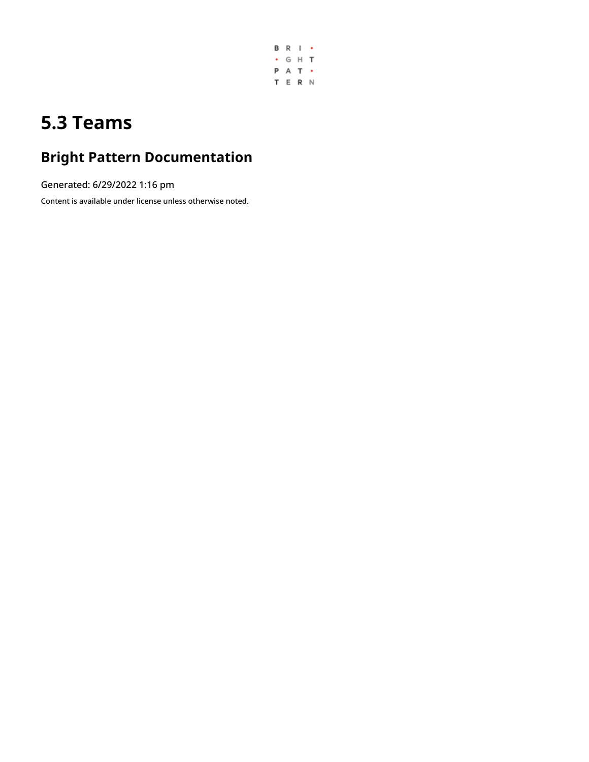# 5.3 Teams

## Bright Pattern Documentation

Generated: 6/29/2022 1:16 pm

Content is available under license unless otherwise noted.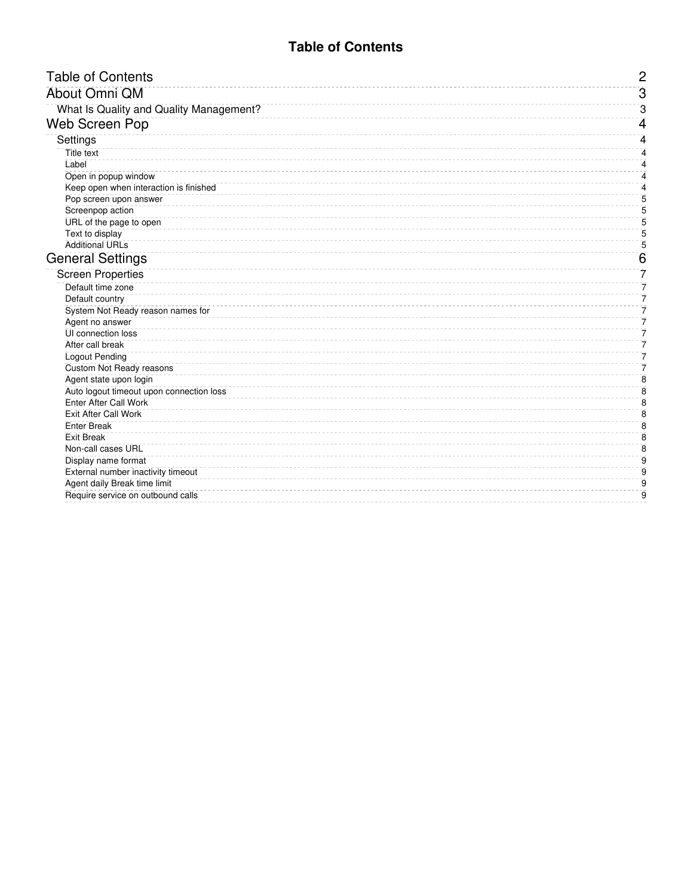# Table of Contents

| | |
|---|---|
| Table of Contents | 2 |
| About Omni QM | 3 |
| What Is Quality and Quality Management? | 3 |
| Web Screen Pop | 4 |
| Settings | 4 |
| Title text | 4 |
| Label | 4 |
| Open in popup window | 4 |
| Keep open when interaction is finished | 4 |
| Pop screen upon answer | 5 |
| Screenpop action | 5 |
| URL of the page to open | 5 |
| Text to display | 5 |
| Additional URLs | 5 |
| General Settings | 6 |
| Screen Properties | 7 |
| Default time zone | 7 |
| Default country | 7 |
| System Not Ready reason names for | 7 |
| Agent no answer | 7 |
| UI connection loss | 7 |
| After call break | 7 |
| Logout Pending | 7 |
| Custom Not Ready reasons | 7 |
| Agent state upon login | 8 |
| Auto logout timeout upon connection loss | 8 |
| Enter After Call Work | 8 |
| Exit After Call Work | 8 |
| Enter Break | 8 |
| Exit Break | 8 |
| Non-call cases URL | 8 |
| Display name format | 9 |
| External number inactivity timeout | 9 |
| Agent daily Break time limit | 9 |
| Require service on outbound calls | 9 |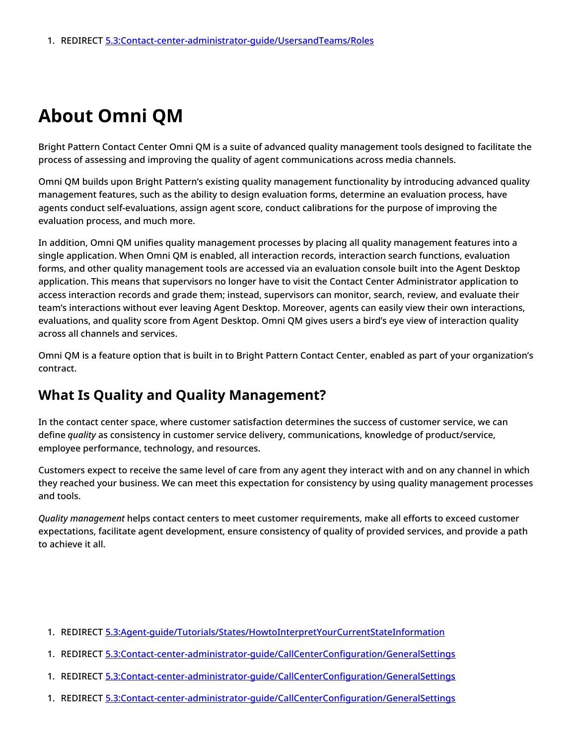1. REDIRECT [5.3:Contact-center-administrator-guide/UsersandTeams/Roles](5.3:Contact-center-administrator-guide/UsersandTeams/Roles)

# About Omni QM

Bright Pattern Contact Center Omni QM is a suite of advanced quality management tools designed to facilitate the process of assessing and improving the quality of agent communications across media channels.

Omni QM builds upon Bright Pattern's existing quality management functionality by introducing advanced quality management features, such as the ability to design evaluation forms, determine an evaluation process, have agents conduct self-evaluations, assign agent score, conduct calibrations for the purpose of improving the evaluation process, and much more.

In addition, Omni QM unifies quality management processes by placing all quality management features into a single application. When Omni QM is enabled, all interaction records, interaction search functions, evaluation forms, and other quality management tools are accessed via an evaluation console built into the Agent Desktop application. This means that supervisors no longer have to visit the Contact Center Administrator application to access interaction records and grade them; instead, supervisors can monitor, search, review, and evaluate their team's interactions without ever leaving Agent Desktop. Moreover, agents can easily view their own interactions, evaluations, and quality score from Agent Desktop. Omni QM gives users a bird's eye view of interaction quality across all channels and services.

Omni QM is a feature option that is built in to Bright Pattern Contact Center, enabled as part of your organization's contract.

## What Is Quality and Quality Management?

In the contact center space, where customer satisfaction determines the success of customer service, we can define *quality* as consistency in customer service delivery, communications, knowledge of product/service, employee performance, technology, and resources.

Customers expect to receive the same level of care from any agent they interact with and on any channel in which they reached your business. We can meet this expectation for consistency by using quality management processes and tools.

*Quality management* helps contact centers to meet customer requirements, make all efforts to exceed customer expectations, facilitate agent development, ensure consistency of quality of provided services, and provide a path to achieve it all.

1. REDIRECT [5.3:Agent-guide/Tutorials/States/HowtoInterpretYourCurrentStateInformation](5.3:Agent-guide/Tutorials/States/HowtoInterpretYourCurrentStateInformation)

1. REDIRECT [5.3:Contact-center-administrator-guide/CallCenterConfiguration/GeneralSettings](5.3:Contact-center-administrator-guide/CallCenterConfiguration/GeneralSettings)

1. REDIRECT [5.3:Contact-center-administrator-guide/CallCenterConfiguration/GeneralSettings](5.3:Contact-center-administrator-guide/CallCenterConfiguration/GeneralSettings)

1. REDIRECT [5.3:Contact-center-administrator-guide/CallCenterConfiguration/GeneralSettings](5.3:Contact-center-administrator-guide/CallCenterConfiguration/GeneralSettings)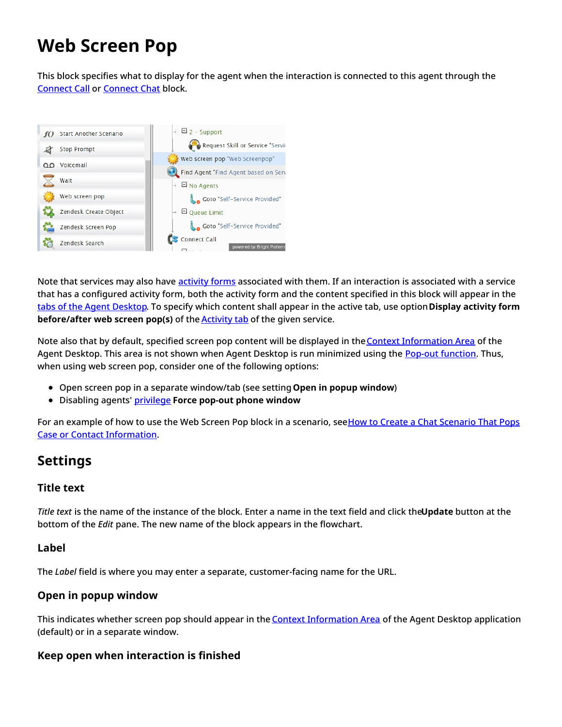# Web Screen Pop

This block specifies what to display for the agent when the interaction is connected to this agent through the Connect Call or Connect Chat block.

Note that services may also have activity forms associated with them. If an interaction is associated with a service that has a configured activity form, both the activity form and the content specified in this block will appear in the tabs of the Agent Desktop. To specify which content shall appear in the active tab, use option **Display activity form before/after web screen pop(s)** of the Activity tab of the given service.

Note also that by default, specified screen pop content will be displayed in the Context Information Area of the Agent Desktop. This area is not shown when Agent Desktop is run minimized using the Pop-out function. Thus, when using web screen pop, consider one of the following options:

- Open screen pop in a separate window/tab (see setting **Open in popup window**)
- Disabling agents' privilege **Force pop-out phone window**

For an example of how to use the Web Screen Pop block in a scenario, see How to Create a Chat Scenario That Pops Case or Contact Information.

## Settings

### Title text

*Title text* is the name of the instance of the block. Enter a name in the text field and click the **Update** button at the bottom of the *Edit* pane. The new name of the block appears in the flowchart.

### Label

The *Label* field is where you may enter a separate, customer-facing name for the URL.

### Open in popup window

This indicates whether screen pop should appear in the Context Information Area of the Agent Desktop application (default) or in a separate window.

### Keep open when interaction is finished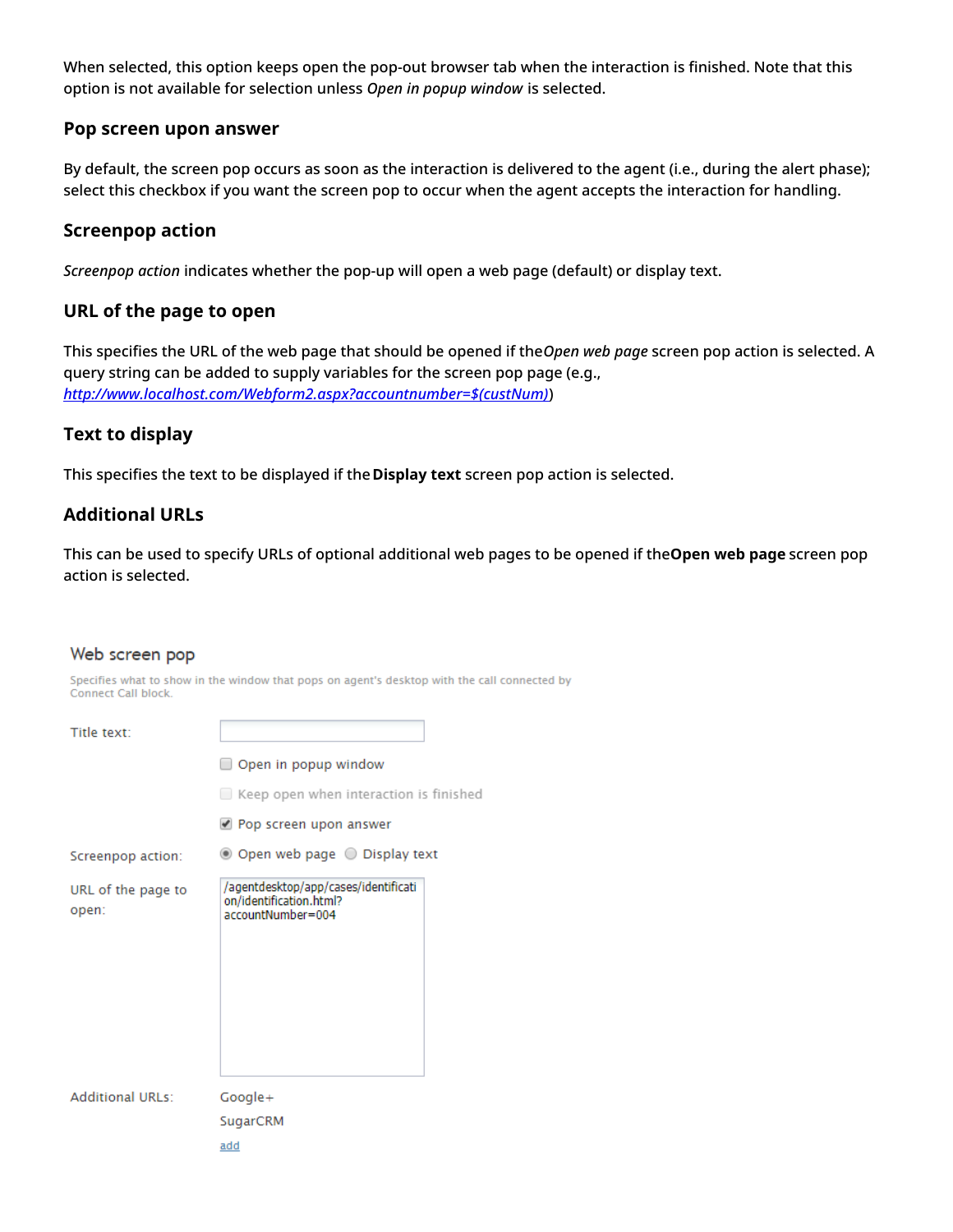When selected, this option keeps open the pop-out browser tab when the interaction is finished. Note that this option is not available for selection unless *Open in popup window* is selected.

### Pop screen upon answer

By default, the screen pop occurs as soon as the interaction is delivered to the agent (i.e., during the alert phase); select this checkbox if you want the screen pop to occur when the agent accepts the interaction for handling.

### Screenpop action

*Screenpop action* indicates whether the pop-up will open a web page (default) or display text.

### URL of the page to open

This specifies the URL of the web page that should be opened if the *Open web page* screen pop action is selected. A query string can be added to supply variables for the screen pop page (e.g., *http://www.localhost.com/Webform2.aspx?accountnumber=$(custNum)*)

### Text to display

This specifies the text to be displayed if the **Display text** screen pop action is selected.

### Additional URLs

This can be used to specify URLs of optional additional web pages to be opened if the **Open web page** screen pop action is selected.

Web screen pop

Specifies what to show in the window that pops on agent's desktop with the call connected by Connect Call block.

Title text:

- [ ] Open in popup window
- [ ] Keep open when interaction is finished
- [x] Pop screen upon answer

Screenpop action: (•) Open web page ( ) Display text

URL of the page to open: /agentdesktop/app/cases/identification/identification.html?accountNumber=004

Additional URLs: Google+ SugarCRM add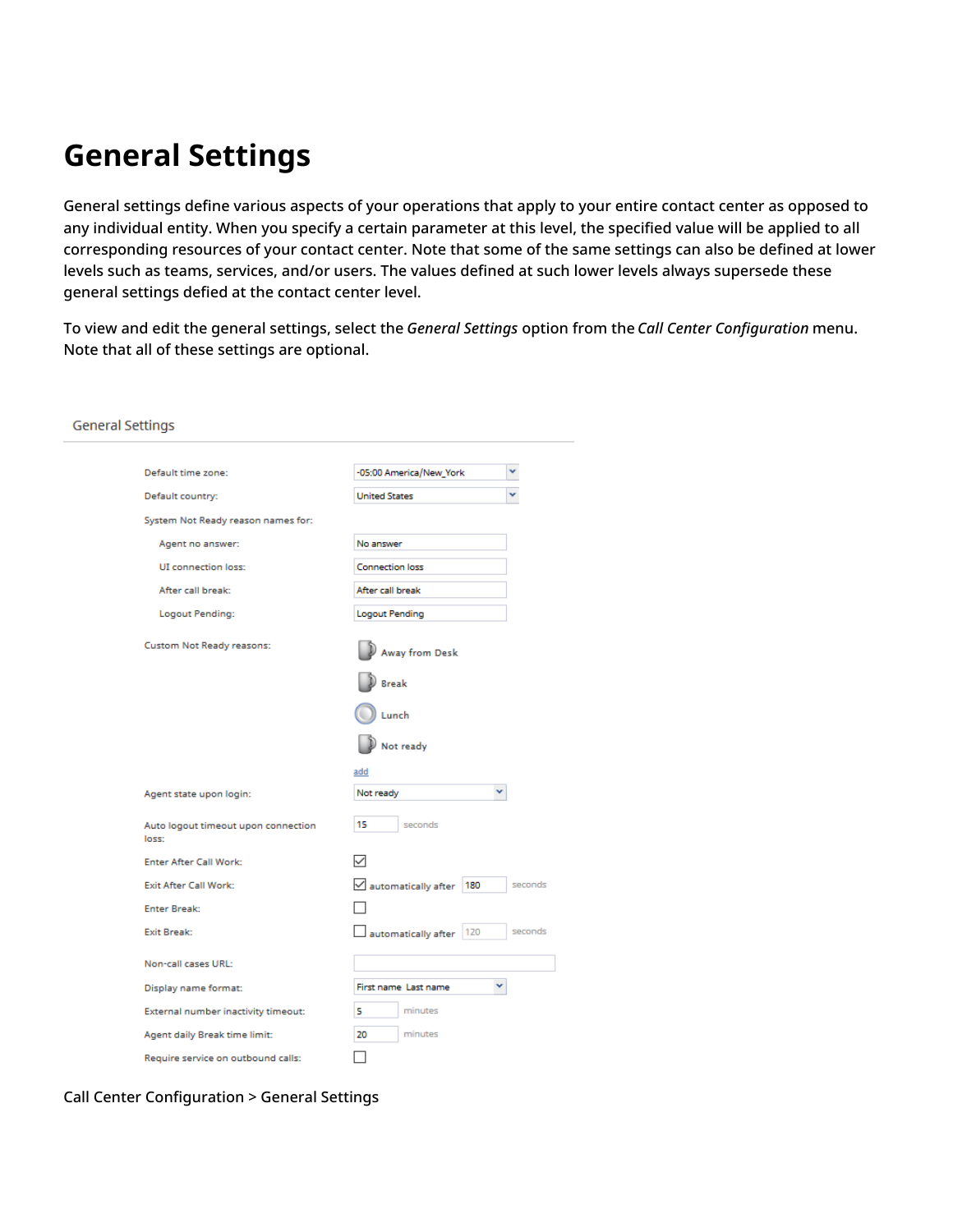# General Settings

General settings define various aspects of your operations that apply to your entire contact center as opposed to any individual entity. When you specify a certain parameter at this level, the specified value will be applied to all corresponding resources of your contact center. Note that some of the same settings can also be defined at lower levels such as teams, services, and/or users. The values defined at such lower levels always supersede these general settings defied at the contact center level.

To view and edit the general settings, select the *General Settings* option from the *Call Center Configuration* menu. Note that all of these settings are optional.

Call Center Configuration > General Settings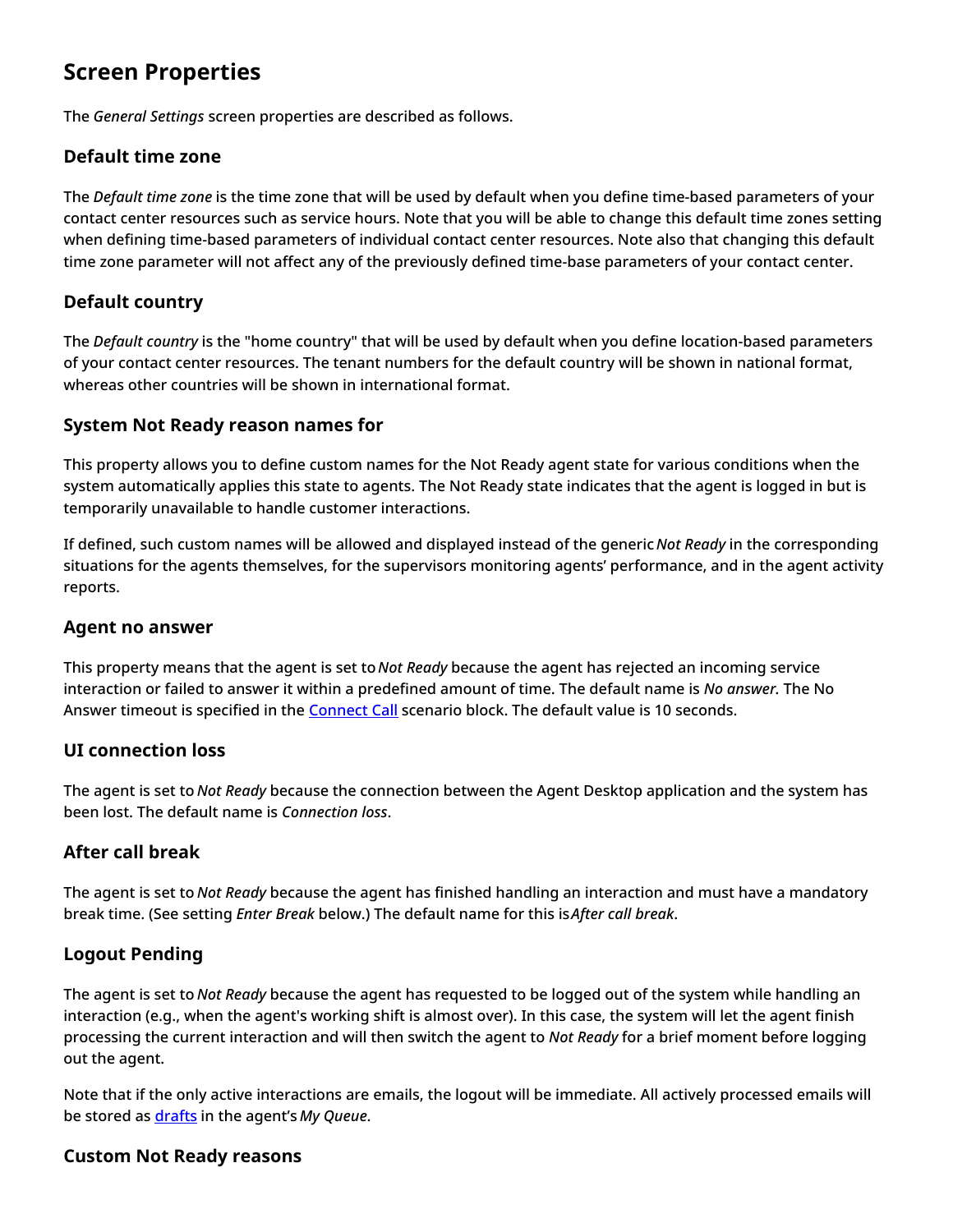# Screen Properties

The *General Settings* screen properties are described as follows.

## Default time zone

The *Default time zone* is the time zone that will be used by default when you define time-based parameters of your contact center resources such as service hours. Note that you will be able to change this default time zones setting when defining time-based parameters of individual contact center resources. Note also that changing this default time zone parameter will not affect any of the previously defined time-base parameters of your contact center.

## Default country

The *Default country* is the "home country" that will be used by default when you define location-based parameters of your contact center resources. The tenant numbers for the default country will be shown in national format, whereas other countries will be shown in international format.

## System Not Ready reason names for

This property allows you to define custom names for the Not Ready agent state for various conditions when the system automatically applies this state to agents. The Not Ready state indicates that the agent is logged in but is temporarily unavailable to handle customer interactions.

If defined, such custom names will be allowed and displayed instead of the generic *Not Ready* in the corresponding situations for the agents themselves, for the supervisors monitoring agents' performance, and in the agent activity reports.

## Agent no answer

This property means that the agent is set to *Not Ready* because the agent has rejected an incoming service interaction or failed to answer it within a predefined amount of time. The default name is *No answer.* The No Answer timeout is specified in the [Connect Call]() scenario block. The default value is 10 seconds.

## UI connection loss

The agent is set to *Not Ready* because the connection between the Agent Desktop application and the system has been lost. The default name is *Connection loss*.

## After call break

The agent is set to *Not Ready* because the agent has finished handling an interaction and must have a mandatory break time. (See setting *Enter Break* below.) The default name for this is *After call break*.

## Logout Pending

The agent is set to *Not Ready* because the agent has requested to be logged out of the system while handling an interaction (e.g., when the agent's working shift is almost over). In this case, the system will let the agent finish processing the current interaction and will then switch the agent to *Not Ready* for a brief moment before logging out the agent.

Note that if the only active interactions are emails, the logout will be immediate. All actively processed emails will be stored as [drafts]() in the agent's *My Queue*.

## Custom Not Ready reasons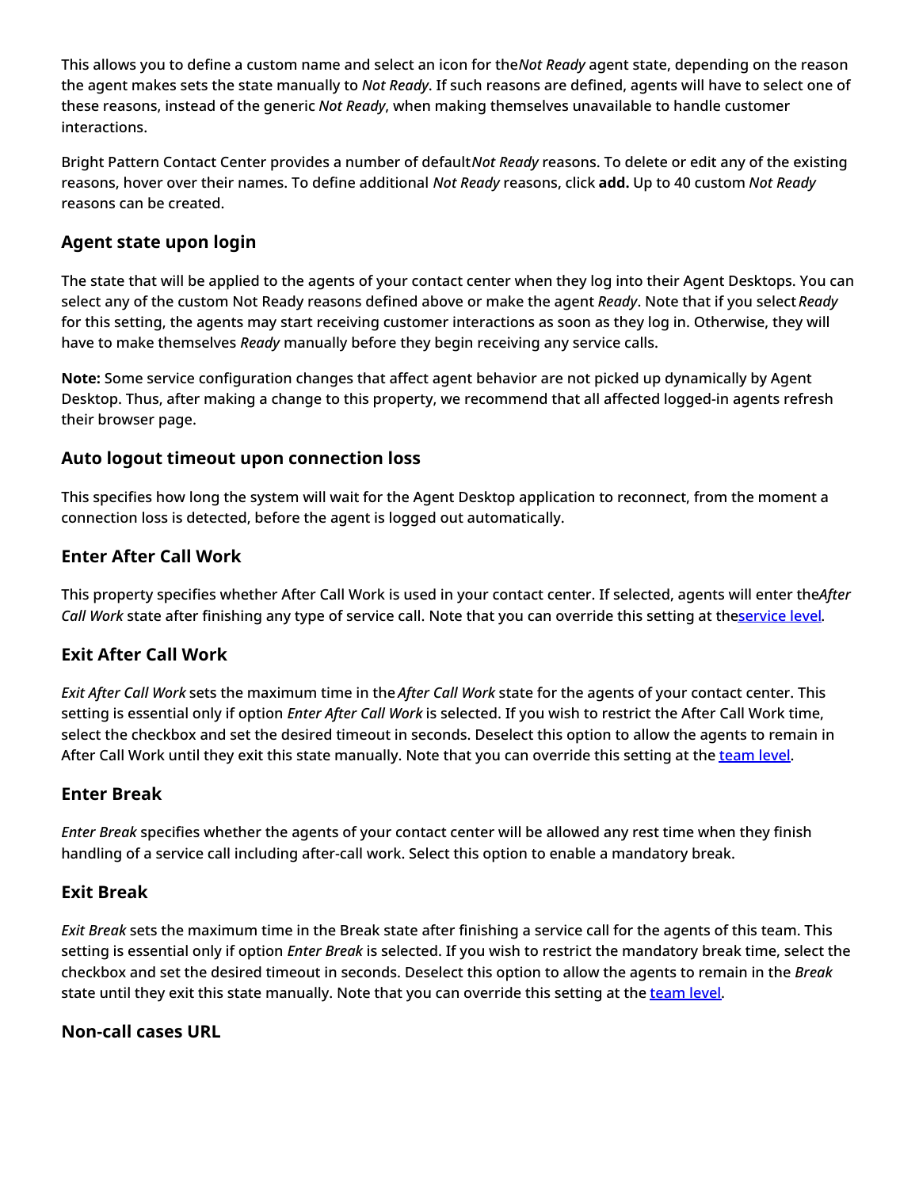This allows you to define a custom name and select an icon for the *Not Ready* agent state, depending on the reason the agent makes sets the state manually to *Not Ready*. If such reasons are defined, agents will have to select one of these reasons, instead of the generic *Not Ready*, when making themselves unavailable to handle customer interactions.

Bright Pattern Contact Center provides a number of default *Not Ready* reasons. To delete or edit any of the existing reasons, hover over their names. To define additional *Not Ready* reasons, click **add.** Up to 40 custom *Not Ready* reasons can be created.

### Agent state upon login

The state that will be applied to the agents of your contact center when they log into their Agent Desktops. You can select any of the custom Not Ready reasons defined above or make the agent *Ready*. Note that if you select *Ready* for this setting, the agents may start receiving customer interactions as soon as they log in. Otherwise, they will have to make themselves *Ready* manually before they begin receiving any service calls.

**Note:** Some service configuration changes that affect agent behavior are not picked up dynamically by Agent Desktop. Thus, after making a change to this property, we recommend that all affected logged-in agents refresh their browser page.

### Auto logout timeout upon connection loss

This specifies how long the system will wait for the Agent Desktop application to reconnect, from the moment a connection loss is detected, before the agent is logged out automatically.

### Enter After Call Work

This property specifies whether After Call Work is used in your contact center. If selected, agents will enter the *After Call Work* state after finishing any type of service call. Note that you can override this setting at the [service level](#).

### Exit After Call Work

*Exit After Call Work* sets the maximum time in the *After Call Work* state for the agents of your contact center. This setting is essential only if option *Enter After Call Work* is selected. If you wish to restrict the After Call Work time, select the checkbox and set the desired timeout in seconds. Deselect this option to allow the agents to remain in After Call Work until they exit this state manually. Note that you can override this setting at the [team level](#).

### Enter Break

*Enter Break* specifies whether the agents of your contact center will be allowed any rest time when they finish handling of a service call including after-call work. Select this option to enable a mandatory break.

### Exit Break

*Exit Break* sets the maximum time in the Break state after finishing a service call for the agents of this team. This setting is essential only if option *Enter Break* is selected. If you wish to restrict the mandatory break time, select the checkbox and set the desired timeout in seconds. Deselect this option to allow the agents to remain in the *Break* state until they exit this state manually. Note that you can override this setting at the [team level](#).

### Non-call cases URL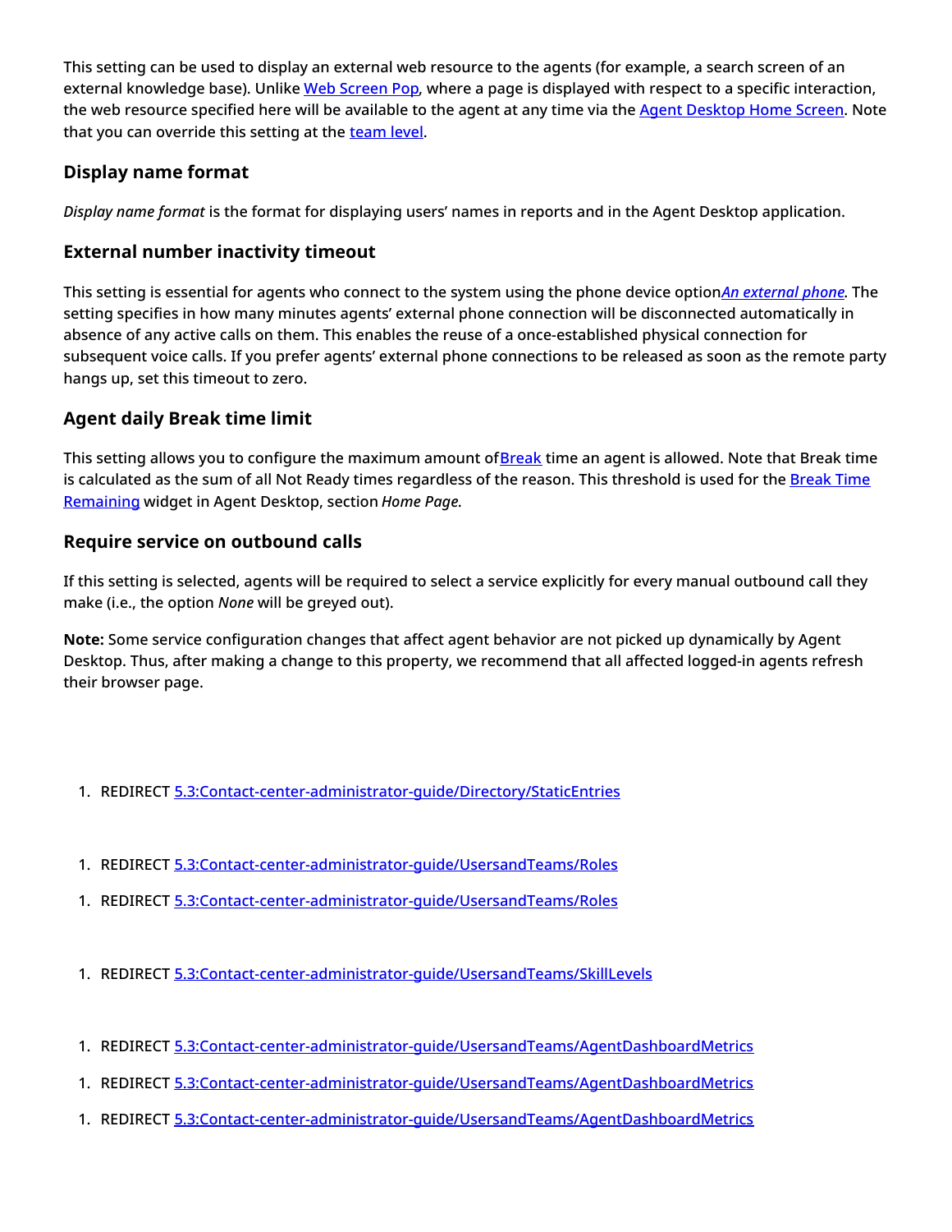This setting can be used to display an external web resource to the agents (for example, a search screen of an external knowledge base). Unlike Web Screen Pop, where a page is displayed with respect to a specific interaction, the web resource specified here will be available to the agent at any time via the Agent Desktop Home Screen. Note that you can override this setting at the team level.

### Display name format

*Display name format* is the format for displaying users' names in reports and in the Agent Desktop application.

### External number inactivity timeout

This setting is essential for agents who connect to the system using the phone device option*An external phone*. The setting specifies in how many minutes agents' external phone connection will be disconnected automatically in absence of any active calls on them. This enables the reuse of a once-established physical connection for subsequent voice calls. If you prefer agents' external phone connections to be released as soon as the remote party hangs up, set this timeout to zero.

### Agent daily Break time limit

This setting allows you to configure the maximum amount ofBreak time an agent is allowed. Note that Break time is calculated as the sum of all Not Ready times regardless of the reason. This threshold is used for the Break Time Remaining widget in Agent Desktop, section *Home Page.*

### Require service on outbound calls

If this setting is selected, agents will be required to select a service explicitly for every manual outbound call they make (i.e., the option *None* will be greyed out).

**Note:** Some service configuration changes that affect agent behavior are not picked up dynamically by Agent Desktop. Thus, after making a change to this property, we recommend that all affected logged-in agents refresh their browser page.

1. REDIRECT 5.3:Contact-center-administrator-guide/Directory/StaticEntries

1. REDIRECT 5.3:Contact-center-administrator-guide/UsersandTeams/Roles

1. REDIRECT 5.3:Contact-center-administrator-guide/UsersandTeams/Roles

1. REDIRECT 5.3:Contact-center-administrator-guide/UsersandTeams/SkillLevels

1. REDIRECT 5.3:Contact-center-administrator-guide/UsersandTeams/AgentDashboardMetrics

1. REDIRECT 5.3:Contact-center-administrator-guide/UsersandTeams/AgentDashboardMetrics

1. REDIRECT 5.3:Contact-center-administrator-guide/UsersandTeams/AgentDashboardMetrics